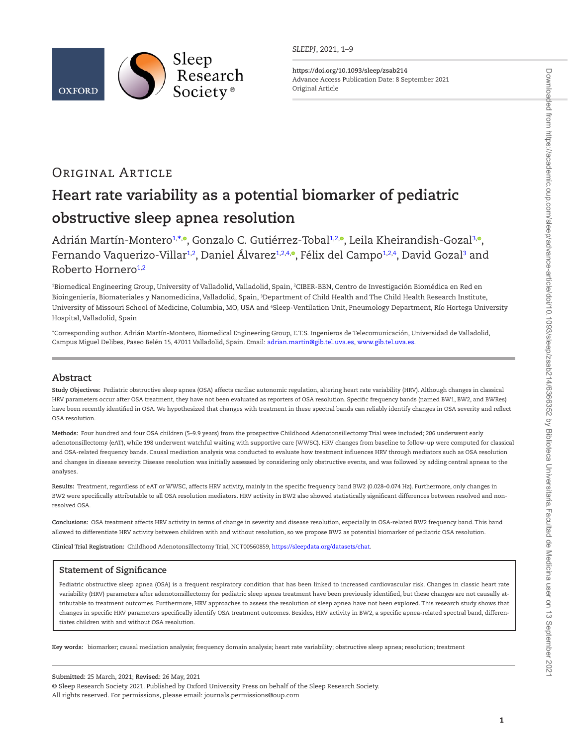https://doi.org/10.1093/sleep/zsab214
Advance Access Publication Date: 8 September 2021
Original Article

Original Article

# Heart rate variability as a potential biomarker of pediatric obstructive sleep apnea resolution

Adrián Martín-Montero[1,*], Gonzalo C. Gutiérrez-Tobal[1,2], Leila Kheirandish-Gozal[3], Fernando Vaquerizo-Villar[1,2], Daniel Álvarez[1,2,4], Félix del Campo[1,2,4], David Gozal[3] and Roberto Hornero[1,2]

[1]Biomedical Engineering Group, University of Valladolid, Valladolid, Spain, [2]CIBER-BBN, Centro de Investigación Biomédica en Red en Bioingeniería, Biomateriales y Nanomedicina, Valladolid, Spain, [3]Department of Child Health and The Child Health Research Institute, University of Missouri School of Medicine, Columbia, MO, USA and [4]Sleep-Ventilation Unit, Pneumology Department, Río Hortega University Hospital, Valladolid, Spain

*Corresponding author. Adrián Martín-Montero, Biomedical Engineering Group, E.T.S. Ingenieros de Telecomunicación, Universidad de Valladolid, Campus Miguel Delibes, Paseo Belén 15, 47011 Valladolid, Spain. Email: adrian.martin@gib.tel.uva.es, www.gib.tel.uva.es.

## Abstract

**Study Objectives:** Pediatric obstructive sleep apnea (OSA) affects cardiac autonomic regulation, altering heart rate variability (HRV). Although changes in classical HRV parameters occur after OSA treatment, they have not been evaluated as reporters of OSA resolution. Specific frequency bands (named BW1, BW2, and BWRes) have been recently identified in OSA. We hypothesized that changes with treatment in these spectral bands can reliably identify changes in OSA severity and reflect OSA resolution.

**Methods:** Four hundred and four OSA children (5–9.9 years) from the prospective Childhood Adenotonsillectomy Trial were included; 206 underwent early adenotonsillectomy (eAT), while 198 underwent watchful waiting with supportive care (WWSC). HRV changes from baseline to follow-up were computed for classical and OSA-related frequency bands. Causal mediation analysis was conducted to evaluate how treatment influences HRV through mediators such as OSA resolution and changes in disease severity. Disease resolution was initially assessed by considering only obstructive events, and was followed by adding central apneas to the analyses.

**Results:** Treatment, regardless of eAT or WWSC, affects HRV activity, mainly in the specific frequency band BW2 (0.028–0.074 Hz). Furthermore, only changes in BW2 were specifically attributable to all OSA resolution mediators. HRV activity in BW2 also showed statistically significant differences between resolved and non-resolved OSA.

**Conclusions:** OSA treatment affects HRV activity in terms of change in severity and disease resolution, especially in OSA-related BW2 frequency band. This band allowed to differentiate HRV activity between children with and without resolution, so we propose BW2 as potential biomarker of pediatric OSA resolution.

**Clinical Trial Registration:** Childhood Adenotonsillectomy Trial, NCT00560859, https://sleepdata.org/datasets/chat.

## Statement of Significance

Pediatric obstructive sleep apnea (OSA) is a frequent respiratory condition that has been linked to increased cardiovascular risk. Changes in classic heart rate variability (HRV) parameters after adenotonsillectomy for pediatric sleep apnea treatment have been previously identified, but these changes are not causally attributable to treatment outcomes. Furthermore, HRV approaches to assess the resolution of sleep apnea have not been explored. This research study shows that changes in specific HRV parameters specifically identify OSA treatment outcomes. Besides, HRV activity in BW2, a specific apnea-related spectral band, differentiates children with and without OSA resolution.

**Key words:** biomarker; causal mediation analysis; frequency domain analysis; heart rate variability; obstructive sleep apnea; resolution; treatment

**Submitted:** 25 March, 2021; **Revised:** 26 May, 2021

© Sleep Research Society 2021. Published by Oxford University Press on behalf of the Sleep Research Society.
All rights reserved. For permissions, please email: journals.permissions@oup.com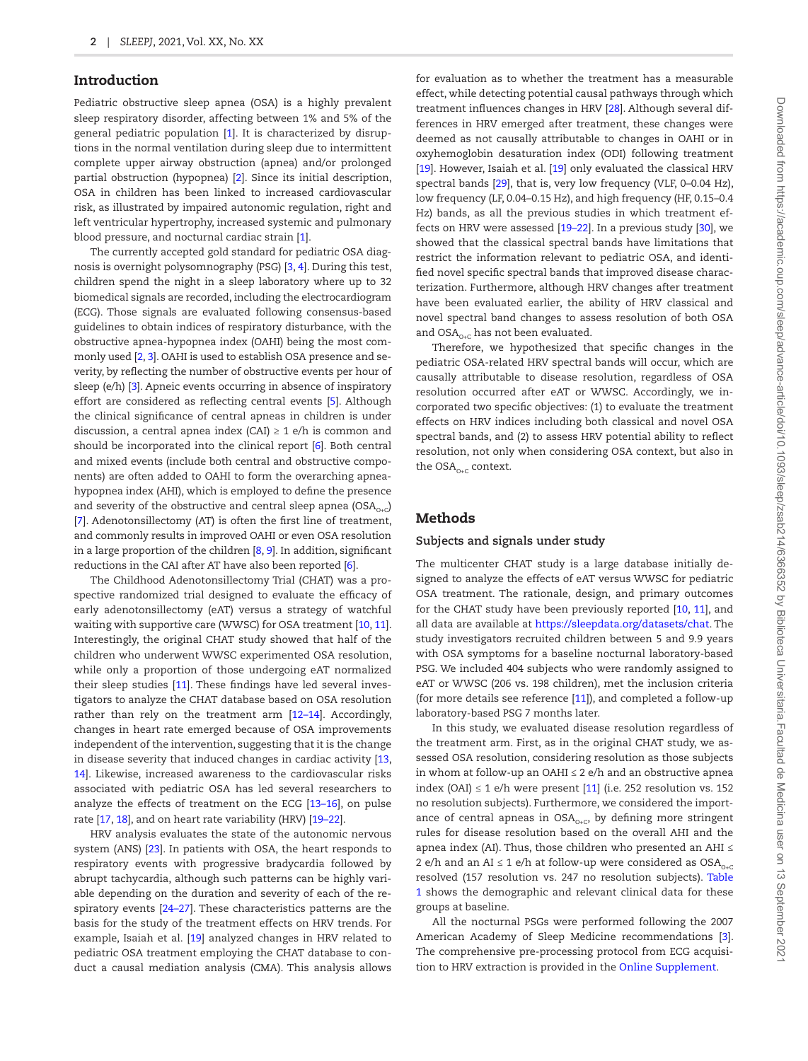## Introduction

Pediatric obstructive sleep apnea (OSA) is a highly prevalent sleep respiratory disorder, affecting between 1% and 5% of the general pediatric population [1]. It is characterized by disruptions in the normal ventilation during sleep due to intermittent complete upper airway obstruction (apnea) and/or prolonged partial obstruction (hypopnea) [2]. Since its initial description, OSA in children has been linked to increased cardiovascular risk, as illustrated by impaired autonomic regulation, right and left ventricular hypertrophy, increased systemic and pulmonary blood pressure, and nocturnal cardiac strain [1].

The currently accepted gold standard for pediatric OSA diagnosis is overnight polysomnography (PSG) [3, 4]. During this test, children spend the night in a sleep laboratory where up to 32 biomedical signals are recorded, including the electrocardiogram (ECG). Those signals are evaluated following consensus-based guidelines to obtain indices of respiratory disturbance, with the obstructive apnea-hypopnea index (OAHI) being the most commonly used [2, 3]. OAHI is used to establish OSA presence and severity, by reflecting the number of obstructive events per hour of sleep (e/h) [3]. Apneic events occurring in absence of inspiratory effort are considered as reflecting central events [5]. Although the clinical significance of central apneas in children is under discussion, a central apnea index (CAI) ≥ 1 e/h is common and should be incorporated into the clinical report [6]. Both central and mixed events (include both central and obstructive components) are often added to OAHI to form the overarching apnea-hypopnea index (AHI), which is employed to define the presence and severity of the obstructive and central sleep apnea ($OSA_{O+C}$) [7]. Adenotonsillectomy (AT) is often the first line of treatment, and commonly results in improved OAHI or even OSA resolution in a large proportion of the children [8, 9]. In addition, significant reductions in the CAI after AT have also been reported [6].

The Childhood Adenotonsillectomy Trial (CHAT) was a prospective randomized trial designed to evaluate the efficacy of early adenotonsillectomy (eAT) versus a strategy of watchful waiting with supportive care (WWSC) for OSA treatment [10, 11]. Interestingly, the original CHAT study showed that half of the children who underwent WWSC experimented OSA resolution, while only a proportion of those undergoing eAT normalized their sleep studies [11]. These findings have led several investigators to analyze the CHAT database based on OSA resolution rather than rely on the treatment arm [12–14]. Accordingly, changes in heart rate emerged because of OSA improvements independent of the intervention, suggesting that it is the change in disease severity that induced changes in cardiac activity [13, 14]. Likewise, increased awareness to the cardiovascular risks associated with pediatric OSA has led several researchers to analyze the effects of treatment on the ECG [13–16], on pulse rate [17, 18], and on heart rate variability (HRV) [19–22].

HRV analysis evaluates the state of the autonomic nervous system (ANS) [23]. In patients with OSA, the heart responds to respiratory events with progressive bradycardia followed by abrupt tachycardia, although such patterns can be highly variable depending on the duration and severity of each of the respiratory events [24–27]. These characteristics patterns are the basis for the study of the treatment effects on HRV trends. For example, Isaiah et al. [19] analyzed changes in HRV related to pediatric OSA treatment employing the CHAT database to conduct a causal mediation analysis (CMA). This analysis allows for evaluation as to whether the treatment has a measurable effect, while detecting potential causal pathways through which treatment influences changes in HRV [28]. Although several differences in HRV emerged after treatment, these changes were deemed as not causally attributable to changes in OAHI or in oxyhemoglobin desaturation index (ODI) following treatment [19]. However, Isaiah et al. [19] only evaluated the classical HRV spectral bands [29], that is, very low frequency (VLF, 0–0.04 Hz), low frequency (LF, 0.04–0.15 Hz), and high frequency (HF, 0.15–0.4 Hz) bands, as all the previous studies in which treatment effects on HRV were assessed [19–22]. In a previous study [30], we showed that the classical spectral bands have limitations that restrict the information relevant to pediatric OSA, and identified novel specific spectral bands that improved disease characterization. Furthermore, although HRV changes after treatment have been evaluated earlier, the ability of HRV classical and novel spectral band changes to assess resolution of both OSA and $OSA_{O+C}$ has not been evaluated.

Therefore, we hypothesized that specific changes in the pediatric OSA-related HRV spectral bands will occur, which are causally attributable to disease resolution, regardless of OSA resolution occurred after eAT or WWSC. Accordingly, we incorporated two specific objectives: (1) to evaluate the treatment effects on HRV indices including both classical and novel OSA spectral bands, and (2) to assess HRV potential ability to reflect resolution, not only when considering OSA context, but also in the $OSA_{O+C}$ context.

## Methods

### Subjects and signals under study

The multicenter CHAT study is a large database initially designed to analyze the effects of eAT versus WWSC for pediatric OSA treatment. The rationale, design, and primary outcomes for the CHAT study have been previously reported [10, 11], and all data are available at https://sleepdata.org/datasets/chat. The study investigators recruited children between 5 and 9.9 years with OSA symptoms for a baseline nocturnal laboratory-based PSG. We included 404 subjects who were randomly assigned to eAT or WWSC (206 vs. 198 children), met the inclusion criteria (for more details see reference [11]), and completed a follow-up laboratory-based PSG 7 months later.

In this study, we evaluated disease resolution regardless of the treatment arm. First, as in the original CHAT study, we assessed OSA resolution, considering resolution as those subjects in whom at follow-up an OAHI ≤ 2 e/h and an obstructive apnea index (OAI) ≤ 1 e/h were present [11] (i.e. 252 resolution vs. 152 no resolution subjects). Furthermore, we considered the importance of central apneas in $OSA_{O+C}$, by defining more stringent rules for disease resolution based on the overall AHI and the apnea index (AI). Thus, those children who presented an AHI ≤ 2 e/h and an AI ≤ 1 e/h at follow-up were considered as $OSA_{O+C}$ resolved (157 resolution vs. 247 no resolution subjects). Table 1 shows the demographic and relevant clinical data for these groups at baseline.

All the nocturnal PSGs were performed following the 2007 American Academy of Sleep Medicine recommendations [3]. The comprehensive pre-processing protocol from ECG acquisition to HRV extraction is provided in the Online Supplement.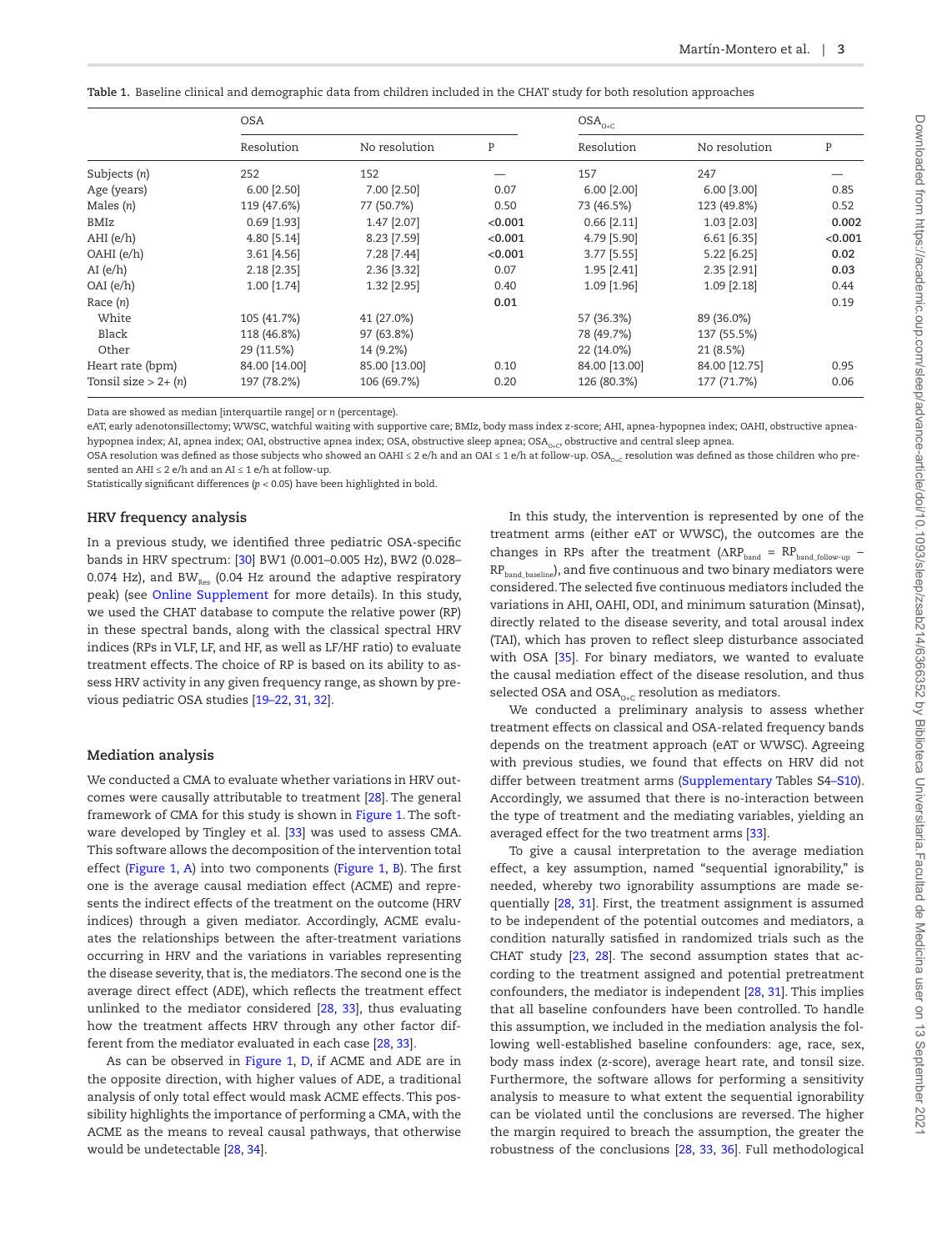**Table 1.** Baseline clinical and demographic data from children included in the CHAT study for both resolution approaches

| | OSA | | | $OSA_{O+C}$ | | |
|---|---|---|---|---|---|---|
| | Resolution | No resolution | P | Resolution | No resolution | P |
| Subjects (*n*) | 252 | 152 | — | 157 | 247 | — |
| Age (years) | 6.00 [2.50] | 7.00 [2.50] | 0.07 | 6.00 [2.00] | 6.00 [3.00] | 0.85 |
| Males (*n*) | 119 (47.6%) | 77 (50.7%) | 0.50 | 73 (46.5%) | 123 (49.8%) | 0.52 |
| BMIz | 0.69 [1.93] | 1.47 [2.07] | **<0.001** | 0.66 [2.11] | 1.03 [2.03] | **0.002** |
| AHI (e/h) | 4.80 [5.14] | 8.23 [7.59] | **<0.001** | 4.79 [5.90] | 6.61 [6.35] | **<0.001** |
| OAHI (e/h) | 3.61 [4.56] | 7.28 [7.44] | **<0.001** | 3.77 [5.55] | 5.22 [6.25] | **0.02** |
| AI (e/h) | 2.18 [2.35] | 2.36 [3.32] | 0.07 | 1.95 [2.41] | 2.35 [2.91] | **0.03** |
| OAI (e/h) | 1.00 [1.74] | 1.32 [2.95] | 0.40 | 1.09 [1.96] | 1.09 [2.18] | 0.44 |
| Race (*n*) | | | **0.01** | | | 0.19 |
| White | 105 (41.7%) | 41 (27.0%) | | 57 (36.3%) | 89 (36.0%) | |
| Black | 118 (46.8%) | 97 (63.8%) | | 78 (49.7%) | 137 (55.5%) | |
| Other | 29 (11.5%) | 14 (9.2%) | | 22 (14.0%) | 21 (8.5%) | |
| Heart rate (bpm) | 84.00 [14.00] | 85.00 [13.00] | 0.10 | 84.00 [13.00] | 84.00 [12.75] | 0.95 |
| Tonsil size > 2+ (*n*) | 197 (78.2%) | 106 (69.7%) | 0.20 | 126 (80.3%) | 177 (71.7%) | 0.06 |

Data are showed as median [interquartile range] or *n* (percentage).

eAT, early adenotonsillectomy; WWSC, watchful waiting with supportive care; BMIz, body mass index z-score; AHI, apnea-hypopnea index; OAHI, obstructive apnea-hypopnea index; AI, apnea index; OAI, obstructive apnea index; OSA, obstructive sleep apnea; $OSA_{O+C}$, obstructive and central sleep apnea.

OSA resolution was defined as those subjects who showed an OAHI ≤ 2 e/h and an OAI ≤ 1 e/h at follow-up. $OSA_{O+C}$ resolution was defined as those children who presented an AHI ≤ 2 e/h and an AI ≤ 1 e/h at follow-up.

Statistically significant differences ($p < 0.05$) have been highlighted in bold.

### HRV frequency analysis

In a previous study, we identified three pediatric OSA-specific bands in HRV spectrum: [30] BW1 (0.001–0.005 Hz), BW2 (0.028–0.074 Hz), and $BW_{Res}$ (0.04 Hz around the adaptive respiratory peak) (see Online Supplement for more details). In this study, we used the CHAT database to compute the relative power (RP) in these spectral bands, along with the classical spectral HRV indices (RPs in VLF, LF, and HF, as well as LF/HF ratio) to evaluate treatment effects. The choice of RP is based on its ability to assess HRV activity in any given frequency range, as shown by previous pediatric OSA studies [19–22, 31, 32].

### Mediation analysis

We conducted a CMA to evaluate whether variations in HRV outcomes were causally attributable to treatment [28]. The general framework of CMA for this study is shown in Figure 1. The software developed by Tingley et al. [33] was used to assess CMA. This software allows the decomposition of the intervention total effect (Figure 1, A) into two components (Figure 1, B). The first one is the average causal mediation effect (ACME) and represents the indirect effects of the treatment on the outcome (HRV indices) through a given mediator. Accordingly, ACME evaluates the relationships between the after-treatment variations occurring in HRV and the variations in variables representing the disease severity, that is, the mediators. The second one is the average direct effect (ADE), which reflects the treatment effect unlinked to the mediator considered [28, 33], thus evaluating how the treatment affects HRV through any other factor different from the mediator evaluated in each case [28, 33].

As can be observed in Figure 1, D, if ACME and ADE are in the opposite direction, with higher values of ADE, a traditional analysis of only total effect would mask ACME effects. This possibility highlights the importance of performing a CMA, with the ACME as the means to reveal causal pathways, that otherwise would be undetectable [28, 34].

In this study, the intervention is represented by one of the treatment arms (either eAT or WWSC), the outcomes are the changes in RPs after the treatment ($\Delta RP_{band} = RP_{band\_follow\text{-}up} - RP_{band\_baseline}$), and five continuous and two binary mediators were considered. The selected five continuous mediators included the variations in AHI, OAHI, ODI, and minimum saturation (Minsat), directly related to the disease severity, and total arousal index (TAI), which has proven to reflect sleep disturbance associated with OSA [35]. For binary mediators, we wanted to evaluate the causal mediation effect of the disease resolution, and thus selected OSA and $OSA_{O+C}$ resolution as mediators.

We conducted a preliminary analysis to assess whether treatment effects on classical and OSA-related frequency bands depends on the treatment approach (eAT or WWSC). Agreeing with previous studies, we found that effects on HRV did not differ between treatment arms (Supplementary Tables S4–S10). Accordingly, we assumed that there is no-interaction between the type of treatment and the mediating variables, yielding an averaged effect for the two treatment arms [33].

To give a causal interpretation to the average mediation effect, a key assumption, named "sequential ignorability," is needed, whereby two ignorability assumptions are made sequentially [28, 31]. First, the treatment assignment is assumed to be independent of the potential outcomes and mediators, a condition naturally satisfied in randomized trials such as the CHAT study [23, 28]. The second assumption states that according to the treatment assigned and potential pretreatment confounders, the mediator is independent [28, 31]. This implies that all baseline confounders have been controlled. To handle this assumption, we included in the mediation analysis the following well-established baseline confounders: age, race, sex, body mass index (z-score), average heart rate, and tonsil size. Furthermore, the software allows for performing a sensitivity analysis to measure to what extent the sequential ignorability can be violated until the conclusions are reversed. The higher the margin required to breach the assumption, the greater the robustness of the conclusions [28, 33, 36]. Full methodological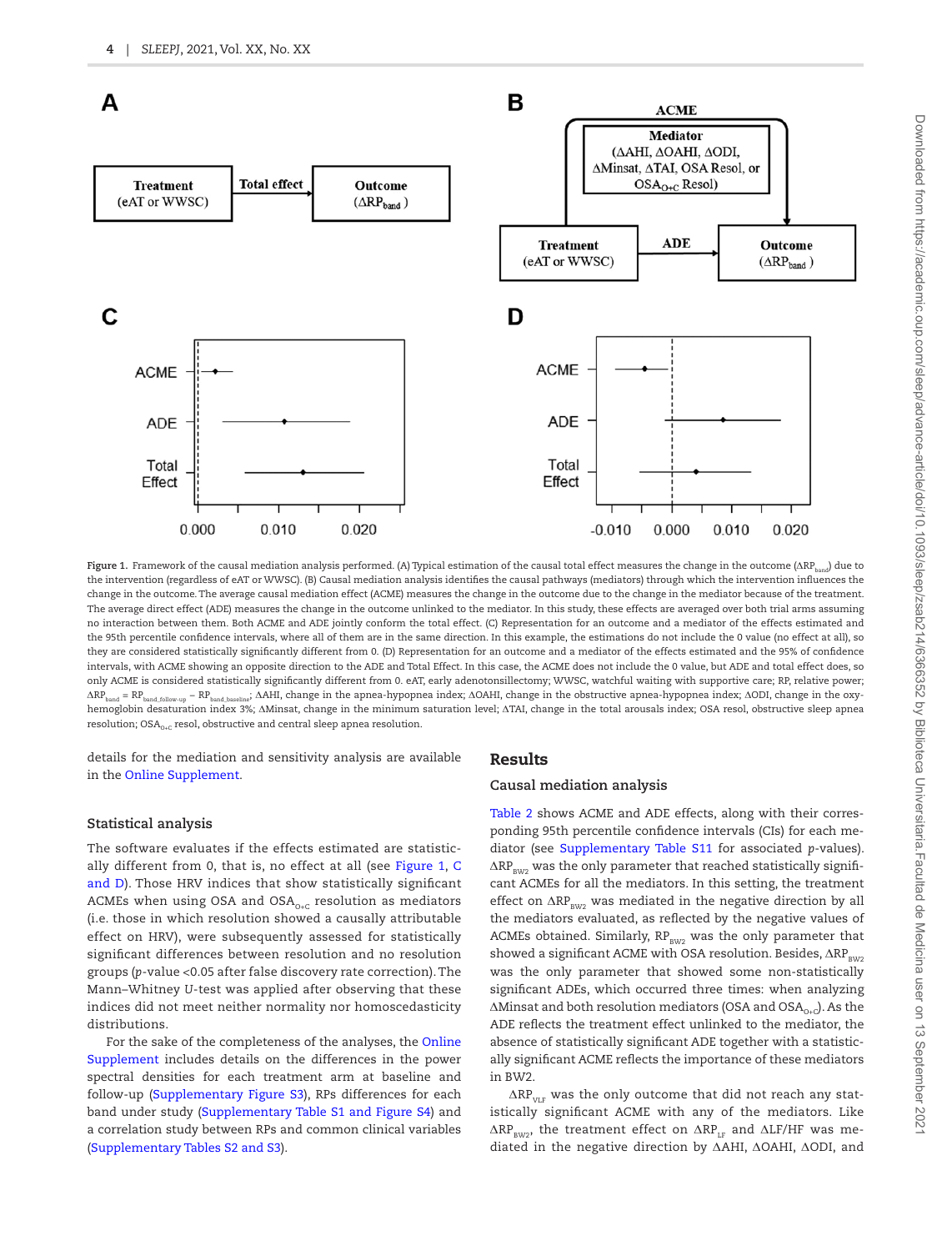Figure 1. Framework of the causal mediation analysis performed. (A) Typical estimation of the causal total effect measures the change in the outcome ($\Delta RP_{band}$) due to the intervention (regardless of eAT or WWSC). (B) Causal mediation analysis identifies the causal pathways (mediators) through which the intervention influences the change in the outcome. The average causal mediation effect (ACME) measures the change in the outcome due to the change in the mediator because of the treatment. The average direct effect (ADE) measures the change in the outcome unlinked to the mediator. In this study, these effects are averaged over both trial arms assuming no interaction between them. Both ACME and ADE jointly conform the total effect. (C) Representation for an outcome and a mediator of the effects estimated and the 95th percentile confidence intervals, where all of them are in the same direction. In this example, the estimations do not include the 0 value (no effect at all), so they are considered statistically significantly different from 0. (D) Representation for an outcome and a mediator of the effects estimated and the 95% of confidence intervals, with ACME showing an opposite direction to the ADE and Total Effect. In this case, the ACME does not include the 0 value, but ADE and total effect does, so only ACME is considered statistically significantly different from 0. eAT, early adenotonsillectomy; WWSC, watchful waiting with supportive care; RP, relative power; $\Delta RP_{band} = RP_{band\_follow\text{-}up} - RP_{band\_baseline}$; ΔAHI, change in the apnea-hypopnea index; ΔOAHI, change in the obstructive apnea-hypopnea index; ΔODI, change in the oxyhemoglobin desaturation index 3%; ΔMinsat, change in the minimum saturation level; ΔTAI, change in the total arousals index; OSA resol, obstructive sleep apnea resolution; $OSA_{O+C}$ resol, obstructive and central sleep apnea resolution.

details for the mediation and sensitivity analysis are available in the Online Supplement.

### Statistical analysis

The software evaluates if the effects estimated are statistically different from 0, that is, no effect at all (see Figure 1, C and D). Those HRV indices that show statistically significant ACMEs when using OSA and $OSA_{O+C}$ resolution as mediators (i.e. those in which resolution showed a causally attributable effect on HRV), were subsequently assessed for statistically significant differences between resolution and no resolution groups ($p$-value <0.05 after false discovery rate correction). The Mann–Whitney U-test was applied after observing that these indices did not meet neither normality nor homoscedasticity distributions.

For the sake of the completeness of the analyses, the Online Supplement includes details on the differences in the power spectral densities for each treatment arm at baseline and follow-up (Supplementary Figure S3), RPs differences for each band under study (Supplementary Table S1 and Figure S4) and a correlation study between RPs and common clinical variables (Supplementary Tables S2 and S3).

## Results

### Causal mediation analysis

Table 2 shows ACME and ADE effects, along with their corresponding 95th percentile confidence intervals (CIs) for each mediator (see Supplementary Table S11 for associated $p$-values). $\Delta RP_{BW2}$ was the only parameter that reached statistically significant ACMEs for all the mediators. In this setting, the treatment effect on $\Delta RP_{BW2}$ was mediated in the negative direction by all the mediators evaluated, as reflected by the negative values of ACMEs obtained. Similarly, $RP_{BW2}$ was the only parameter that showed a significant ACME with OSA resolution. Besides, $\Delta RP_{BW2}$ was the only parameter that showed some non-statistically significant ADEs, which occurred three times: when analyzing ΔMinsat and both resolution mediators (OSA and $OSA_{O+C}$). As the ADE reflects the treatment effect unlinked to the mediator, the absence of statistically significant ADE together with a statistically significant ACME reflects the importance of these mediators in BW2.

$\Delta RP_{VLF}$ was the only outcome that did not reach any statistically significant ACME with any of the mediators. Like $\Delta RP_{BW2}$, the treatment effect on $\Delta RP_{LF}$ and ΔLF/HF was mediated in the negative direction by ΔAHI, ΔOAHI, ΔODI, and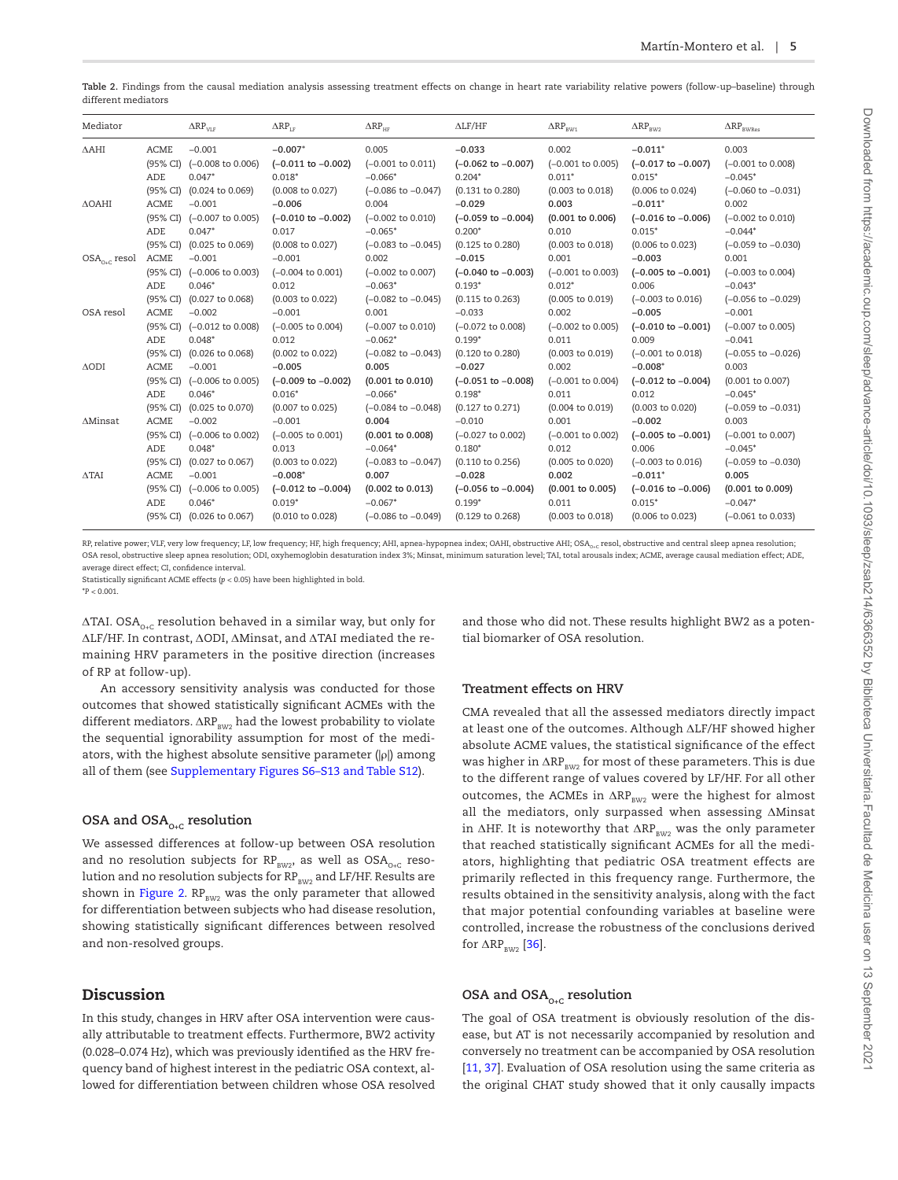**Table 2.** Findings from the causal mediation analysis assessing treatment effects on change in heart rate variability relative powers (follow-up–baseline) through different mediators

| Mediator | | $\Delta RP_{VLF}$ | $\Delta RP_{LF}$ | $\Delta RP_{HF}$ | $\Delta LF/HF$ | $\Delta RP_{BW1}$ | $\Delta RP_{BW2}$ | $\Delta RP_{BWRes}$ |
|---|---|---|---|---|---|---|---|---|
| ΔAHI | ACME | −0.001 | **−0.007*** | 0.005 | **−0.033** | 0.002 | **−0.011*** | 0.003 |
| | (95% CI) | (−0.008 to 0.006) | **(−0.011 to −0.002)** | (−0.001 to 0.011) | **(−0.062 to −0.007)** | (−0.001 to 0.005) | **(−0.017 to −0.007)** | (−0.001 to 0.008) |
| | ADE | 0.047* | 0.018* | −0.066* | 0.204* | 0.011* | 0.015* | −0.045* |
| | (95% CI) | (0.024 to 0.069) | (0.008 to 0.027) | (−0.086 to −0.047) | (0.131 to 0.280) | (0.003 to 0.018) | (0.006 to 0.024) | (−0.060 to −0.031) |
| ΔOAHI | ACME | −0.001 | **−0.006** | 0.004 | **−0.029** | **0.003** | **−0.011*** | 0.002 |
| | (95% CI) | (−0.007 to 0.005) | **(−0.010 to −0.002)** | (−0.002 to 0.010) | **(−0.059 to −0.004)** | **(0.001 to 0.006)** | **(−0.016 to −0.006)** | (−0.002 to 0.010) |
| | ADE | 0.047* | 0.017 | −0.065* | 0.200* | 0.010 | 0.015* | −0.044* |
| | (95% CI) | (0.025 to 0.069) | (0.008 to 0.027) | (−0.083 to −0.045) | (0.125 to 0.280) | (0.003 to 0.018) | (0.006 to 0.023) | (−0.059 to −0.030) |
| $OSA_{O+C}$ resol | ACME | −0.001 | −0.001 | 0.002 | **−0.015** | 0.001 | **−0.003** | 0.001 |
| | (95% CI) | (−0.006 to 0.003) | (−0.004 to 0.001) | (−0.002 to 0.007) | **(−0.040 to −0.003)** | (−0.001 to 0.003) | **(−0.005 to −0.001)** | (−0.003 to 0.004) |
| | ADE | 0.046* | 0.012 | −0.063* | 0.193* | 0.012* | 0.006 | −0.043* |
| | (95% CI) | (0.027 to 0.068) | (0.003 to 0.022) | (−0.082 to −0.045) | (0.115 to 0.263) | (0.005 to 0.019) | (−0.003 to 0.016) | (−0.056 to −0.029) |
| OSA resol | ACME | −0.002 | −0.001 | 0.001 | −0.033 | 0.002 | **−0.005** | −0.001 |
| | (95% CI) | (−0.012 to 0.008) | (−0.005 to 0.004) | (−0.007 to 0.010) | (−0.072 to 0.008) | (−0.002 to 0.005) | **(−0.010 to −0.001)** | (−0.007 to 0.005) |
| | ADE | 0.048* | 0.012 | −0.062* | 0.199* | 0.011 | 0.009 | −0.041 |
| | (95% CI) | (0.026 to 0.068) | (0.002 to 0.022) | (−0.082 to −0.043) | (0.120 to 0.280) | (0.003 to 0.019) | (−0.001 to 0.018) | (−0.055 to −0.026) |
| ΔODI | ACME | −0.001 | **−0.005** | **0.005** | **−0.027** | 0.002 | **−0.008*** | 0.003 |
| | (95% CI) | (−0.006 to 0.005) | **(−0.009 to −0.002)** | **(0.001 to 0.010)** | **(−0.051 to −0.008)** | (−0.001 to 0.004) | **(−0.012 to −0.004)** | (0.001 to 0.007) |
| | ADE | 0.046* | 0.016* | −0.066* | 0.198* | 0.011 | 0.012 | −0.045* |
| | (95% CI) | (0.025 to 0.070) | (0.007 to 0.025) | (−0.084 to −0.048) | (0.127 to 0.271) | (0.004 to 0.019) | (0.003 to 0.020) | (−0.059 to −0.031) |
| ΔMinsat | ACME | −0.002 | −0.001 | **0.004** | −0.010 | 0.001 | **−0.002** | 0.003 |
| | (95% CI) | (−0.006 to 0.002) | (−0.005 to 0.001) | **(0.001 to 0.008)** | (−0.027 to 0.002) | (−0.001 to 0.002) | **(−0.005 to −0.001)** | (−0.001 to 0.007) |
| | ADE | 0.048* | 0.013 | −0.064* | 0.180* | 0.012 | 0.006 | −0.045* |
| | (95% CI) | (0.027 to 0.067) | (0.003 to 0.022) | (−0.083 to −0.047) | (0.110 to 0.256) | (0.005 to 0.020) | (−0.003 to 0.016) | (−0.059 to −0.030) |
| ΔTAI | ACME | −0.001 | **−0.008*** | **0.007** | **−0.028** | **0.002** | **−0.011*** | **0.005** |
| | (95% CI) | (−0.006 to 0.005) | **(−0.012 to −0.004)** | **(0.002 to 0.013)** | **(−0.056 to −0.004)** | **(0.001 to 0.005)** | **(−0.016 to −0.006)** | **(0.001 to 0.009)** |
| | ADE | 0.046* | 0.019* | −0.067* | 0.199* | 0.011 | 0.015* | −0.047* |
| | (95% CI) | (0.026 to 0.067) | (0.010 to 0.028) | (−0.086 to −0.049) | (0.129 to 0.268) | (0.003 to 0.018) | (0.006 to 0.023) | (−0.061 to 0.033) |

RP, relative power; VLF, very low frequency; LF, low frequency; HF, high frequency; AHI, apnea-hypopnea index; OAHI, obstructive AHI; $OSA_{O+C}$ resol, obstructive and central sleep apnea resolution; OSA resol, obstructive sleep apnea resolution; ODI, oxyhemoglobin desaturation index 3%; Minsat, minimum saturation level; TAI, total arousals index; ACME, average causal mediation effect; ADE, average direct effect; CI, confidence interval.

Statistically significant ACME effects ($p$ < 0.05) have been highlighted in bold.

*$P$ < 0.001.

ΔTAI. $OSA_{O+C}$ resolution behaved in a similar way, but only for ΔLF/HF. In contrast, ΔODI, ΔMinsat, and ΔTAI mediated the remaining HRV parameters in the positive direction (increases of RP at follow-up).

An accessory sensitivity analysis was conducted for those outcomes that showed statistically significant ACMEs with the different mediators. $\Delta RP_{BW2}$ had the lowest probability to violate the sequential ignorability assumption for most of the mediators, with the highest absolute sensitive parameter (|ρ|) among all of them (see Supplementary Figures S6–S13 and Table S12).

### OSA and $OSA_{O+C}$ resolution

We assessed differences at follow-up between OSA resolution and no resolution subjects for $RP_{BW2}$, as well as $OSA_{O+C}$ resolution and no resolution subjects for $RP_{BW2}$ and LF/HF. Results are shown in Figure 2. $RP_{BW2}$ was the only parameter that allowed for differentiation between subjects who had disease resolution, showing statistically significant differences between resolved and non-resolved groups.

## Discussion

In this study, changes in HRV after OSA intervention were causally attributable to treatment effects. Furthermore, BW2 activity (0.028–0.074 Hz), which was previously identified as the HRV frequency band of highest interest in the pediatric OSA context, allowed for differentiation between children whose OSA resolved and those who did not. These results highlight BW2 as a potential biomarker of OSA resolution.

### Treatment effects on HRV

CMA revealed that all the assessed mediators directly impact at least one of the outcomes. Although ΔLF/HF showed higher absolute ACME values, the statistical significance of the effect was higher in $\Delta RP_{BW2}$ for most of these parameters. This is due to the different range of values covered by LF/HF. For all other outcomes, the ACMEs in $\Delta RP_{BW2}$ were the highest for almost all the mediators, only surpassed when assessing ΔMinsat in ΔHF. It is noteworthy that $\Delta RP_{BW2}$ was the only parameter that reached statistically significant ACMEs for all the mediators, highlighting that pediatric OSA treatment effects are primarily reflected in this frequency range. Furthermore, the results obtained in the sensitivity analysis, along with the fact that major potential confounding variables at baseline were controlled, increase the robustness of the conclusions derived for $\Delta RP_{BW2}$ [36].

### OSA and $OSA_{O+C}$ resolution

The goal of OSA treatment is obviously resolution of the disease, but AT is not necessarily accompanied by resolution and conversely no treatment can be accompanied by OSA resolution [11, 37]. Evaluation of OSA resolution using the same criteria as the original CHAT study showed that it only causally impacts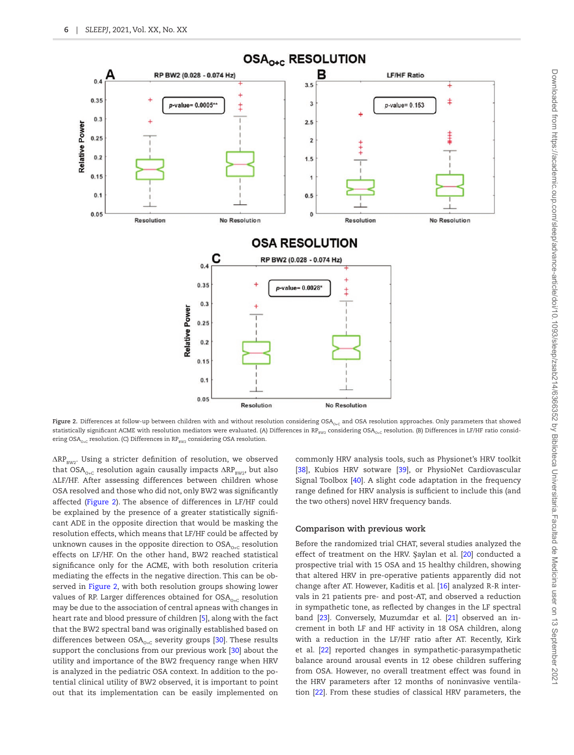Figure 2. Differences at follow-up between children with and without resolution considering $OSA_{O+C}$ and OSA resolution approaches. Only parameters that showed statistically significant ACME with resolution mediators were evaluated. (A) Differences in $RP_{BW2}$ considering $OSA_{O+C}$ resolution. (B) Differences in LF/HF ratio considering $OSA_{O+C}$ resolution. (C) Differences in $RP_{BW2}$ considering OSA resolution.

$\Delta RP_{BW2}$. Using a stricter definition of resolution, we observed that $OSA_{O+C}$ resolution again causally impacts $\Delta RP_{BW2}$, but also $\Delta$LF/HF. After assessing differences between children whose OSA resolved and those who did not, only BW2 was significantly affected (Figure 2). The absence of differences in LF/HF could be explained by the presence of a greater statistically significant ADE in the opposite direction that would be masking the resolution effects, which means that LF/HF could be affected by unknown causes in the opposite direction to $OSA_{O+C}$ resolution effects on LF/HF. On the other hand, BW2 reached statistical significance only for the ACME, with both resolution criteria mediating the effects in the negative direction. This can be observed in Figure 2, with both resolution groups showing lower values of RP. Larger differences obtained for $OSA_{O+C}$ resolution may be due to the association of central apneas with changes in heart rate and blood pressure of children [5], along with the fact that the BW2 spectral band was originally established based on differences between $OSA_{O+C}$ severity groups [30]. These results support the conclusions from our previous work [30] about the utility and importance of the BW2 frequency range when HRV is analyzed in the pediatric OSA context. In addition to the potential clinical utility of BW2 observed, it is important to point out that its implementation can be easily implemented on commonly HRV analysis tools, such as Physionet's HRV toolkit [38], Kubios HRV sotware [39], or PhysioNet Cardiovascular Signal Toolbox [40]. A slight code adaptation in the frequency range defined for HRV analysis is sufficient to include this (and the two others) novel HRV frequency bands.

## Comparison with previous work

Before the randomized trial CHAT, several studies analyzed the effect of treatment on the HRV. Şaylan et al. [20] conducted a prospective trial with 15 OSA and 15 healthy children, showing that altered HRV in pre-operative patients apparently did not change after AT. However, Kaditis et al. [16] analyzed R-R intervals in 21 patients pre- and post-AT, and observed a reduction in sympathetic tone, as reflected by changes in the LF spectral band [23]. Conversely, Muzumdar et al. [21] observed an increment in both LF and HF activity in 18 OSA children, along with a reduction in the LF/HF ratio after AT. Recently, Kirk et al. [22] reported changes in sympathetic-parasympathetic balance around arousal events in 12 obese children suffering from OSA. However, no overall treatment effect was found in the HRV parameters after 12 months of noninvasive ventilation [22]. From these studies of classical HRV parameters, the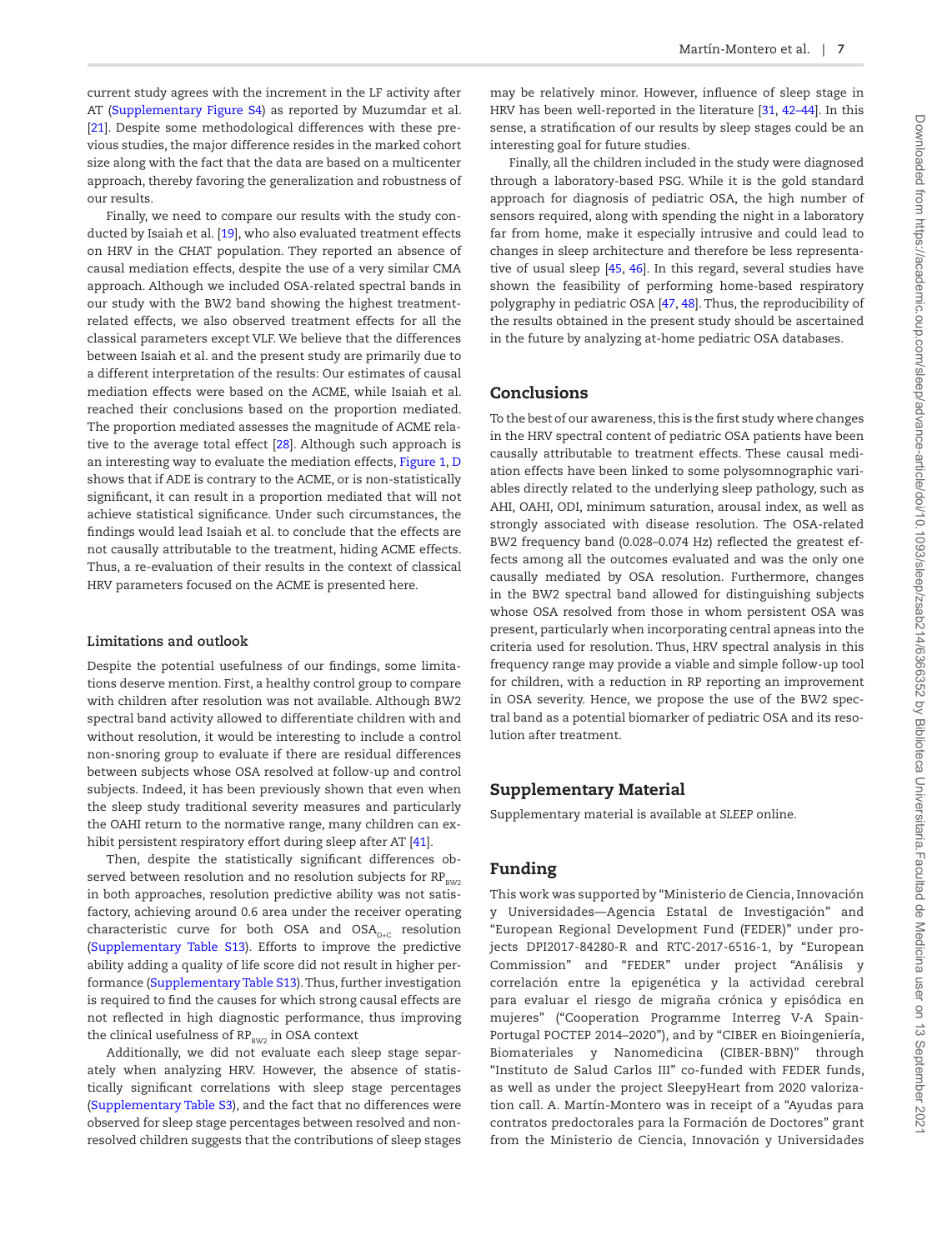current study agrees with the increment in the LF activity after AT (Supplementary Figure S4) as reported by Muzumdar et al. [21]. Despite some methodological differences with these previous studies, the major difference resides in the marked cohort size along with the fact that the data are based on a multicenter approach, thereby favoring the generalization and robustness of our results.

Finally, we need to compare our results with the study conducted by Isaiah et al. [19], who also evaluated treatment effects on HRV in the CHAT population. They reported an absence of causal mediation effects, despite the use of a very similar CMA approach. Although we included OSA-related spectral bands in our study with the BW2 band showing the highest treatment-related effects, we also observed treatment effects for all the classical parameters except VLF. We believe that the differences between Isaiah et al. and the present study are primarily due to a different interpretation of the results: Our estimates of causal mediation effects were based on the ACME, while Isaiah et al. reached their conclusions based on the proportion mediated. The proportion mediated assesses the magnitude of ACME relative to the average total effect [28]. Although such approach is an interesting way to evaluate the mediation effects, Figure 1, D shows that if ADE is contrary to the ACME, or is non-statistically significant, it can result in a proportion mediated that will not achieve statistical significance. Under such circumstances, the findings would lead Isaiah et al. to conclude that the effects are not causally attributable to the treatment, hiding ACME effects. Thus, a re-evaluation of their results in the context of classical HRV parameters focused on the ACME is presented here.

### Limitations and outlook

Despite the potential usefulness of our findings, some limitations deserve mention. First, a healthy control group to compare with children after resolution was not available. Although BW2 spectral band activity allowed to differentiate children with and without resolution, it would be interesting to include a control non-snoring group to evaluate if there are residual differences between subjects whose OSA resolved at follow-up and control subjects. Indeed, it has been previously shown that even when the sleep study traditional severity measures and particularly the OAHI return to the normative range, many children can exhibit persistent respiratory effort during sleep after AT [41].

Then, despite the statistically significant differences observed between resolution and no resolution subjects for $RP_{BW2}$ in both approaches, resolution predictive ability was not satisfactory, achieving around 0.6 area under the receiver operating characteristic curve for both OSA and $OSA_{O+C}$ resolution (Supplementary Table S13). Efforts to improve the predictive ability adding a quality of life score did not result in higher performance (Supplementary Table S13). Thus, further investigation is required to find the causes for which strong causal effects are not reflected in high diagnostic performance, thus improving the clinical usefulness of $RP_{BW2}$ in OSA context.

Additionally, we did not evaluate each sleep stage separately when analyzing HRV. However, the absence of statistically significant correlations with sleep stage percentages (Supplementary Table S3), and the fact that no differences were observed for sleep stage percentages between resolved and nonresolved children suggests that the contributions of sleep stages may be relatively minor. However, influence of sleep stage in HRV has been well-reported in the literature [31, 42–44]. In this sense, a stratification of our results by sleep stages could be an interesting goal for future studies.

Finally, all the children included in the study were diagnosed through a laboratory-based PSG. While it is the gold standard approach for diagnosis of pediatric OSA, the high number of sensors required, along with spending the night in a laboratory far from home, make it especially intrusive and could lead to changes in sleep architecture and therefore be less representative of usual sleep [45, 46]. In this regard, several studies have shown the feasibility of performing home-based respiratory polygraphy in pediatric OSA [47, 48]. Thus, the reproducibility of the results obtained in the present study should be ascertained in the future by analyzing at-home pediatric OSA databases.

## Conclusions

To the best of our awareness, this is the first study where changes in the HRV spectral content of pediatric OSA patients have been causally attributable to treatment effects. These causal mediation effects have been linked to some polysomnographic variables directly related to the underlying sleep pathology, such as AHI, OAHI, ODI, minimum saturation, arousal index, as well as strongly associated with disease resolution. The OSA-related BW2 frequency band (0.028–0.074 Hz) reflected the greatest effects among all the outcomes evaluated and was the only one causally mediated by OSA resolution. Furthermore, changes in the BW2 spectral band allowed for distinguishing subjects whose OSA resolved from those in whom persistent OSA was present, particularly when incorporating central apneas into the criteria used for resolution. Thus, HRV spectral analysis in this frequency range may provide a viable and simple follow-up tool for children, with a reduction in RP reporting an improvement in OSA severity. Hence, we propose the use of the BW2 spectral band as a potential biomarker of pediatric OSA and its resolution after treatment.

## Supplementary Material

Supplementary material is available at *SLEEP* online.

## Funding

This work was supported by "Ministerio de Ciencia, Innovación y Universidades—Agencia Estatal de Investigación" and "European Regional Development Fund (FEDER)" under projects DPI2017-84280-R and RTC-2017-6516-1, by "European Commission" and "FEDER" under project "Análisis y correlación entre la epigenética y la actividad cerebral para evaluar el riesgo de migraña crónica y episódica en mujeres" ("Cooperation Programme Interreg V-A Spain-Portugal POCTEP 2014–2020"), and by "CIBER en Bioingeniería, Biomateriales y Nanomedicina (CIBER-BBN)" through "Instituto de Salud Carlos III" co-funded with FEDER funds, as well as under the project SleepyHeart from 2020 valorization call. A. Martín-Montero was in receipt of a "Ayudas para contratos predoctorales para la Formación de Doctores" grant from the Ministerio de Ciencia, Innovación y Universidades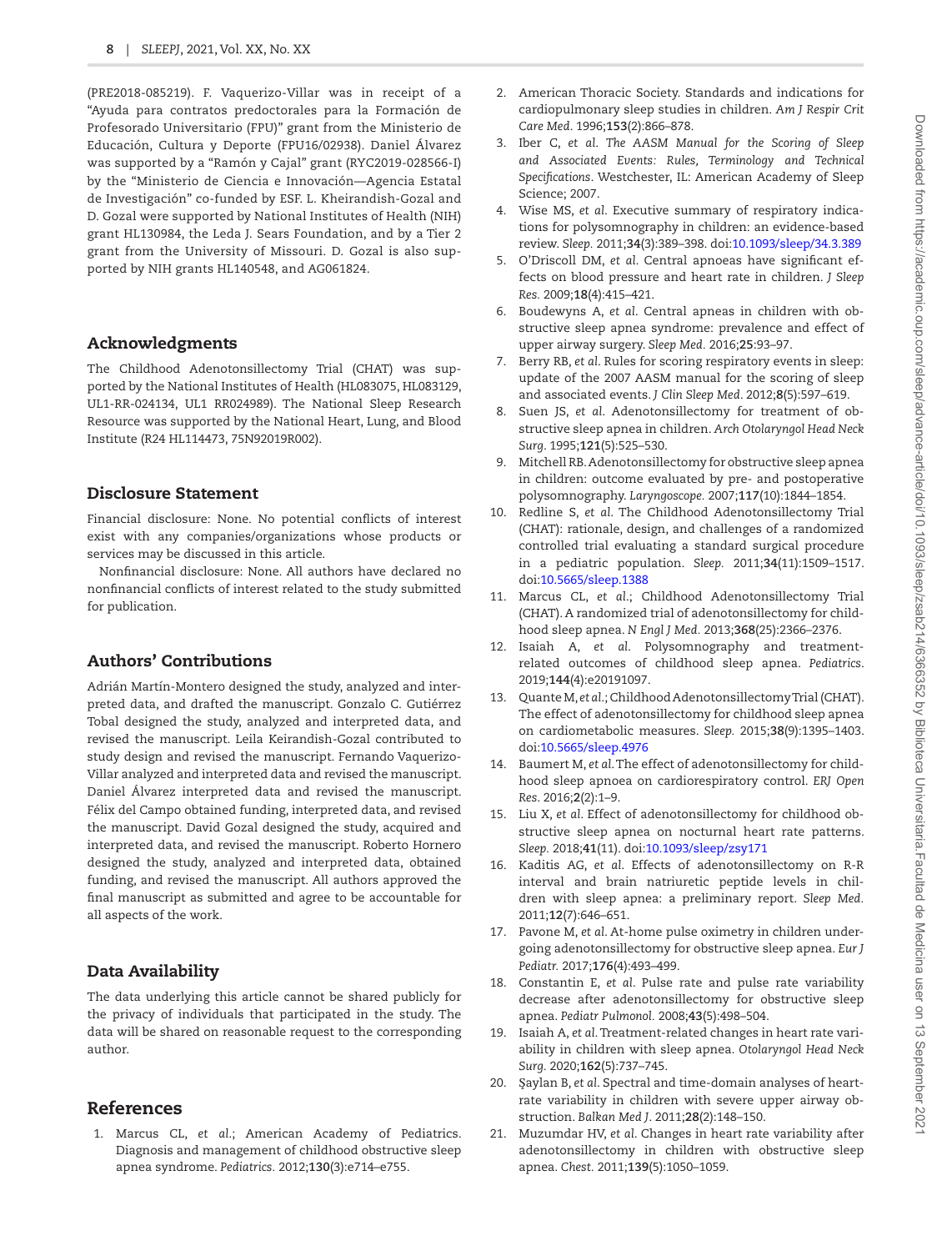(PRE2018-085219). F. Vaquerizo-Villar was in receipt of a "Ayuda para contratos predoctorales para la Formación de Profesorado Universitario (FPU)" grant from the Ministerio de Educación, Cultura y Deporte (FPU16/02938). Daniel Álvarez was supported by a "Ramón y Cajal" grant (RYC2019-028566-I) by the "Ministerio de Ciencia e Innovación—Agencia Estatal de Investigación" co-funded by ESF. L. Kheirandish-Gozal and D. Gozal were supported by National Institutes of Health (NIH) grant HL130984, the Leda J. Sears Foundation, and by a Tier 2 grant from the University of Missouri. D. Gozal is also supported by NIH grants HL140548, and AG061824.

## Acknowledgments

The Childhood Adenotonsillectomy Trial (CHAT) was supported by the National Institutes of Health (HL083075, HL083129, UL1-RR-024134, UL1 RR024989). The National Sleep Research Resource was supported by the National Heart, Lung, and Blood Institute (R24 HL114473, 75N92019R002).

## Disclosure Statement

Financial disclosure: None. No potential conflicts of interest exist with any companies/organizations whose products or services may be discussed in this article.

Nonfinancial disclosure: None. All authors have declared no nonfinancial conflicts of interest related to the study submitted for publication.

## Authors' Contributions

Adrián Martín-Montero designed the study, analyzed and interpreted data, and drafted the manuscript. Gonzalo C. Gutiérrez Tobal designed the study, analyzed and interpreted data, and revised the manuscript. Leila Keirandish-Gozal contributed to study design and revised the manuscript. Fernando Vaquerizo-Villar analyzed and interpreted data and revised the manuscript. Daniel Álvarez interpreted data and revised the manuscript. Félix del Campo obtained funding, interpreted data, and revised the manuscript. David Gozal designed the study, acquired and interpreted data, and revised the manuscript. Roberto Hornero designed the study, analyzed and interpreted data, obtained funding, and revised the manuscript. All authors approved the final manuscript as submitted and agree to be accountable for all aspects of the work.

## Data Availability

The data underlying this article cannot be shared publicly for the privacy of individuals that participated in the study. The data will be shared on reasonable request to the corresponding author.

## References

1. Marcus CL, *et al.*; American Academy of Pediatrics. Diagnosis and management of childhood obstructive sleep apnea syndrome. *Pediatrics.* 2012;**130**(3):e714–e755.
2. American Thoracic Society. Standards and indications for cardiopulmonary sleep studies in children. *Am J Respir Crit Care Med.* 1996;**153**(2):866–878.
3. Iber C, *et al. The AASM Manual for the Scoring of Sleep and Associated Events: Rules, Terminology and Technical Specifications*. Westchester, IL: American Academy of Sleep Science; 2007.
4. Wise MS, *et al.* Executive summary of respiratory indications for polysomnography in children: an evidence-based review. *Sleep.* 2011;**34**(3):389–398. doi:10.1093/sleep/34.3.389
5. O'Driscoll DM, *et al.* Central apnoeas have significant effects on blood pressure and heart rate in children. *J Sleep Res.* 2009;**18**(4):415–421.
6. Boudewyns A, *et al.* Central apneas in children with obstructive sleep apnea syndrome: prevalence and effect of upper airway surgery. *Sleep Med.* 2016;**25**:93–97.
7. Berry RB, *et al.* Rules for scoring respiratory events in sleep: update of the 2007 AASM manual for the scoring of sleep and associated events. *J Clin Sleep Med.* 2012;**8**(5):597–619.
8. Suen JS, *et al.* Adenotonsillectomy for treatment of obstructive sleep apnea in children. *Arch Otolaryngol Head Neck Surg.* 1995;**121**(5):525–530.
9. Mitchell RB. Adenotonsillectomy for obstructive sleep apnea in children: outcome evaluated by pre- and postoperative polysomnography. *Laryngoscope.* 2007;**117**(10):1844–1854.
10. Redline S, *et al.* The Childhood Adenotonsillectomy Trial (CHAT): rationale, design, and challenges of a randomized controlled trial evaluating a standard surgical procedure in a pediatric population. *Sleep.* 2011;**34**(11):1509–1517. doi:10.5665/sleep.1388
11. Marcus CL, *et al.*; Childhood Adenotonsillectomy Trial (CHAT). A randomized trial of adenotonsillectomy for childhood sleep apnea. *N Engl J Med.* 2013;**368**(25):2366–2376.
12. Isaiah A, *et al.* Polysomnography and treatment-related outcomes of childhood sleep apnea. *Pediatrics.* 2019;**144**(4):e20191097.
13. Quante M, *et al.*; Childhood Adenotonsillectomy Trial (CHAT). The effect of adenotonsillectomy for childhood sleep apnea on cardiometabolic measures. *Sleep.* 2015;**38**(9):1395–1403. doi:10.5665/sleep.4976
14. Baumert M, *et al.* The effect of adenotonsillectomy for childhood sleep apnoea on cardiorespiratory control. *ERJ Open Res.* 2016;**2**(2):1–9.
15. Liu X, *et al.* Effect of adenotonsillectomy for childhood obstructive sleep apnea on nocturnal heart rate patterns. *Sleep.* 2018;**41**(11). doi:10.1093/sleep/zsy171
16. Kaditis AG, *et al.* Effects of adenotonsillectomy on R-R interval and brain natriuretic peptide levels in children with sleep apnea: a preliminary report. *Sleep Med.* 2011;**12**(7):646–651.
17. Pavone M, *et al.* At-home pulse oximetry in children undergoing adenotonsillectomy for obstructive sleep apnea. *Eur J Pediatr.* 2017;**176**(4):493–499.
18. Constantin E, *et al.* Pulse rate and pulse rate variability decrease after adenotonsillectomy for obstructive sleep apnea. *Pediatr Pulmonol.* 2008;**43**(5):498–504.
19. Isaiah A, *et al.* Treatment-related changes in heart rate variability in children with sleep apnea. *Otolaryngol Head Neck Surg.* 2020;**162**(5):737–745.
20. Şaylan B, *et al.* Spectral and time-domain analyses of heart-rate variability in children with severe upper airway obstruction. *Balkan Med J.* 2011;**28**(2):148–150.
21. Muzumdar HV, *et al.* Changes in heart rate variability after adenotonsillectomy in children with obstructive sleep apnea. *Chest.* 2011;**139**(5):1050–1059.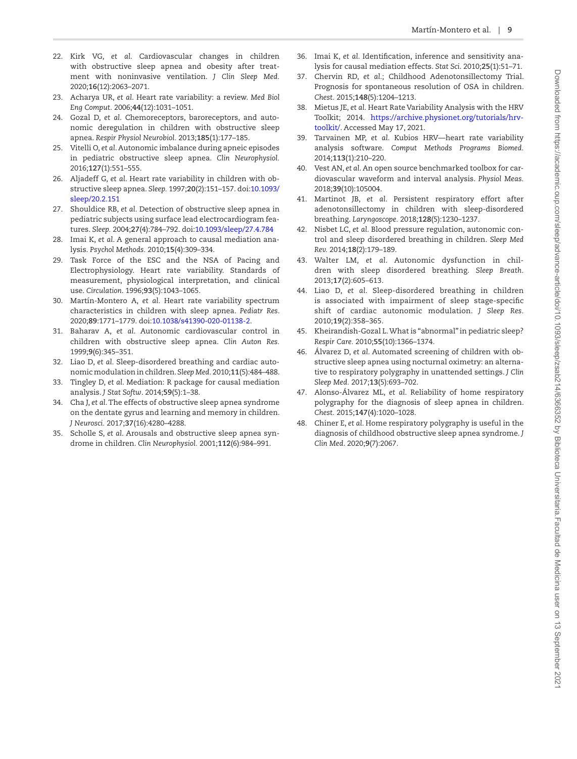22. Kirk VG, *et al*. Cardiovascular changes in children with obstructive sleep apnea and obesity after treatment with noninvasive ventilation. *J Clin Sleep Med*. 2020;**16**(12):2063–2071.
23. Acharya UR, *et al*. Heart rate variability: a review. *Med Biol Eng Comput*. 2006;**44**(12):1031–1051.
24. Gozal D, *et al*. Chemoreceptors, baroreceptors, and autonomic deregulation in children with obstructive sleep apnea. *Respir Physiol Neurobiol*. 2013;**185**(1):177–185.
25. Vitelli O, *et al*. Autonomic imbalance during apneic episodes in pediatric obstructive sleep apnea. *Clin Neurophysiol*. 2016;**127**(1):551–555.
26. Aljadeff G, *et al*. Heart rate variability in children with obstructive sleep apnea. *Sleep*. 1997;**20**(2):151–157. doi:10.1093/sleep/20.2.151
27. Shouldice RB, *et al*. Detection of obstructive sleep apnea in pediatric subjects using surface lead electrocardiogram features. *Sleep*. 2004;**27**(4):784–792. doi:10.1093/sleep/27.4.784
28. Imai K, *et al*. A general approach to causal mediation analysis. *Psychol Methods*. 2010;**15**(4):309–334.
29. Task Force of the ESC and the NSA of Pacing and Electrophysiology. Heart rate variability. Standards of measurement, physiological interpretation, and clinical use. *Circulation*. 1996;**93**(5):1043–1065.
30. Martín-Montero A, *et al*. Heart rate variability spectrum characteristics in children with sleep apnea. *Pediatr Res*. 2020;**89**:1771–1779. doi:10.1038/s41390-020-01138-2.
31. Baharav A, *et al*. Autonomic cardiovascular control in children with obstructive sleep apnea. *Clin Auton Res*. 1999;**9**(6):345–351.
32. Liao D, *et al*. Sleep-disordered breathing and cardiac autonomic modulation in children. *Sleep Med*. 2010;**11**(5):484–488.
33. Tingley D, *et al*. Mediation: R package for causal mediation analysis. *J Stat Softw*. 2014;**59**(5):1–38.
34. Cha J, *et al*. The effects of obstructive sleep apnea syndrome on the dentate gyrus and learning and memory in children. *J Neurosci*. 2017;**37**(16):4280–4288.
35. Scholle S, *et al*. Arousals and obstructive sleep apnea syndrome in children. *Clin Neurophysiol*. 2001;**112**(6):984–991.
36. Imai K, *et al*. Identification, inference and sensitivity analysis for causal mediation effects. *Stat Sci*. 2010;**25**(1):51–71.
37. Chervin RD, *et al*.; Childhood Adenotonsillectomy Trial. Prognosis for spontaneous resolution of OSA in children. *Chest*. 2015;**148**(5):1204–1213.
38. Mietus JE, *et al*. Heart Rate Variability Analysis with the HRV Toolkit; 2014. https://archive.physionet.org/tutorials/hrv-toolkit/. Accessed May 17, 2021.
39. Tarvainen MP, *et al*. Kubios HRV—heart rate variability analysis software. *Comput Methods Programs Biomed*. 2014;**113**(1):210–220.
40. Vest AN, *et al*. An open source benchmarked toolbox for cardiovascular waveform and interval analysis. *Physiol Meas*. 2018;**39**(10):105004.
41. Martinot JB, *et al*. Persistent respiratory effort after adenotonsillectomy in children with sleep-disordered breathing. *Laryngoscope*. 2018;**128**(5):1230–1237.
42. Nisbet LC, *et al*. Blood pressure regulation, autonomic control and sleep disordered breathing in children. *Sleep Med Rev*. 2014;**18**(2):179–189.
43. Walter LM, *et al*. Autonomic dysfunction in children with sleep disordered breathing. *Sleep Breath*. 2013;**17**(2):605–613.
44. Liao D, *et al*. Sleep-disordered breathing in children is associated with impairment of sleep stage-specific shift of cardiac autonomic modulation. *J Sleep Res*. 2010;**19**(2):358–365.
45. Kheirandish-Gozal L. What is "abnormal" in pediatric sleep? *Respir Care*. 2010;**55**(10):1366–1374.
46. Álvarez D, *et al*. Automated screening of children with obstructive sleep apnea using nocturnal oximetry: an alternative to respiratory polygraphy in unattended settings. *J Clin Sleep Med*. 2017;**13**(5):693–702.
47. Alonso-Álvarez ML, *et al*. Reliability of home respiratory polygraphy for the diagnosis of sleep apnea in children. *Chest*. 2015;**147**(4):1020–1028.
48. Chiner E, *et al*. Home respiratory polygraphy is useful in the diagnosis of childhood obstructive sleep apnea syndrome. *J Clin Med*. 2020;**9**(7):2067.